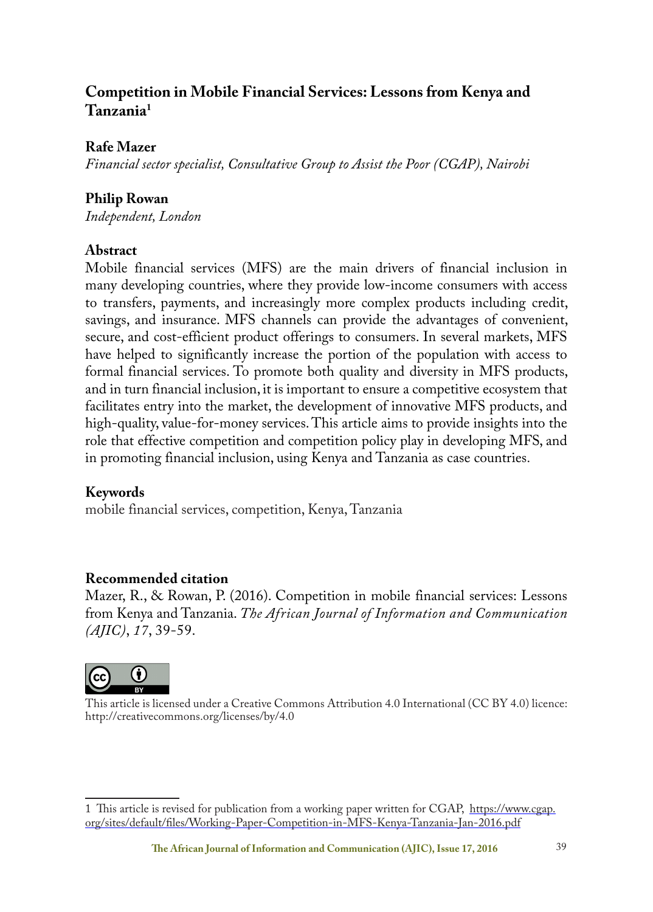# Competition in Mobile Financial Services: Lessons from Kenya and Tanzania[1]

**Rafe Mazer**

*Financial sector specialist, Consultative Group to Assist the Poor (CGAP), Nairobi*

**Philip Rowan**

*Independent, London*

## Abstract

Mobile financial services (MFS) are the main drivers of financial inclusion in many developing countries, where they provide low-income consumers with access to transfers, payments, and increasingly more complex products including credit, savings, and insurance. MFS channels can provide the advantages of convenient, secure, and cost-efficient product offerings to consumers. In several markets, MFS have helped to significantly increase the portion of the population with access to formal financial services. To promote both quality and diversity in MFS products, and in turn financial inclusion, it is important to ensure a competitive ecosystem that facilitates entry into the market, the development of innovative MFS products, and high-quality, value-for-money services. This article aims to provide insights into the role that effective competition and competition policy play in developing MFS, and in promoting financial inclusion, using Kenya and Tanzania as case countries.

## Keywords

mobile financial services, competition, Kenya, Tanzania

## Recommended citation

Mazer, R., & Rowan, P. (2016). Competition in mobile financial services: Lessons from Kenya and Tanzania. *The African Journal of Information and Communication (AJIC)*, *17*, 39-59.

This article is licensed under a Creative Commons Attribution 4.0 International (CC BY 4.0) licence: http://creativecommons.org/licenses/by/4.0

---

1 This article is revised for publication from a working paper written for CGAP, https://www.cgap.org/sites/default/files/Working-Paper-Competition-in-MFS-Kenya-Tanzania-Jan-2016.pdf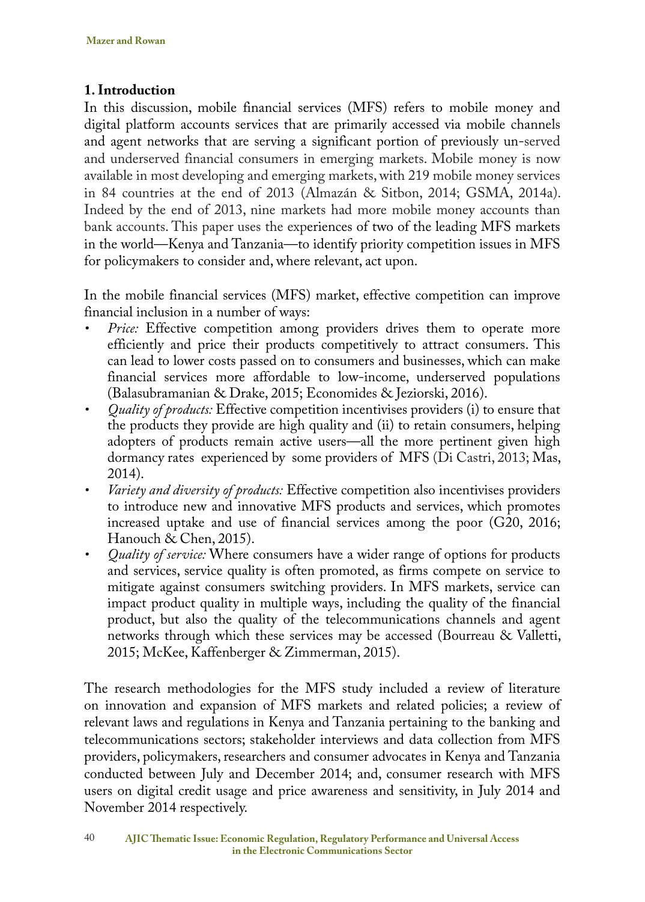## 1. Introduction

In this discussion, mobile financial services (MFS) refers to mobile money and digital platform accounts services that are primarily accessed via mobile channels and agent networks that are serving a significant portion of previously un-served and underserved financial consumers in emerging markets. Mobile money is now available in most developing and emerging markets, with 219 mobile money services in 84 countries at the end of 2013 (Almazán & Sitbon, 2014; GSMA, 2014a). Indeed by the end of 2013, nine markets had more mobile money accounts than bank accounts. This paper uses the experiences of two of the leading MFS markets in the world—Kenya and Tanzania—to identify priority competition issues in MFS for policymakers to consider and, where relevant, act upon.

In the mobile financial services (MFS) market, effective competition can improve financial inclusion in a number of ways:

- *Price:* Effective competition among providers drives them to operate more efficiently and price their products competitively to attract consumers. This can lead to lower costs passed on to consumers and businesses, which can make financial services more affordable to low-income, underserved populations (Balasubramanian & Drake, 2015; Economides & Jeziorski, 2016).
- *Quality of products:* Effective competition incentivises providers (i) to ensure that the products they provide are high quality and (ii) to retain consumers, helping adopters of products remain active users—all the more pertinent given high dormancy rates experienced by some providers of MFS (Di Castri, 2013; Mas, 2014).
- *Variety and diversity of products:* Effective competition also incentivises providers to introduce new and innovative MFS products and services, which promotes increased uptake and use of financial services among the poor (G20, 2016; Hanouch & Chen, 2015).
- *Quality of service:* Where consumers have a wider range of options for products and services, service quality is often promoted, as firms compete on service to mitigate against consumers switching providers. In MFS markets, service can impact product quality in multiple ways, including the quality of the financial product, but also the quality of the telecommunications channels and agent networks through which these services may be accessed (Bourreau & Valletti, 2015; McKee, Kaffenberger & Zimmerman, 2015).

The research methodologies for the MFS study included a review of literature on innovation and expansion of MFS markets and related policies; a review of relevant laws and regulations in Kenya and Tanzania pertaining to the banking and telecommunications sectors; stakeholder interviews and data collection from MFS providers, policymakers, researchers and consumer advocates in Kenya and Tanzania conducted between July and December 2014; and, consumer research with MFS users on digital credit usage and price awareness and sensitivity, in July 2014 and November 2014 respectively.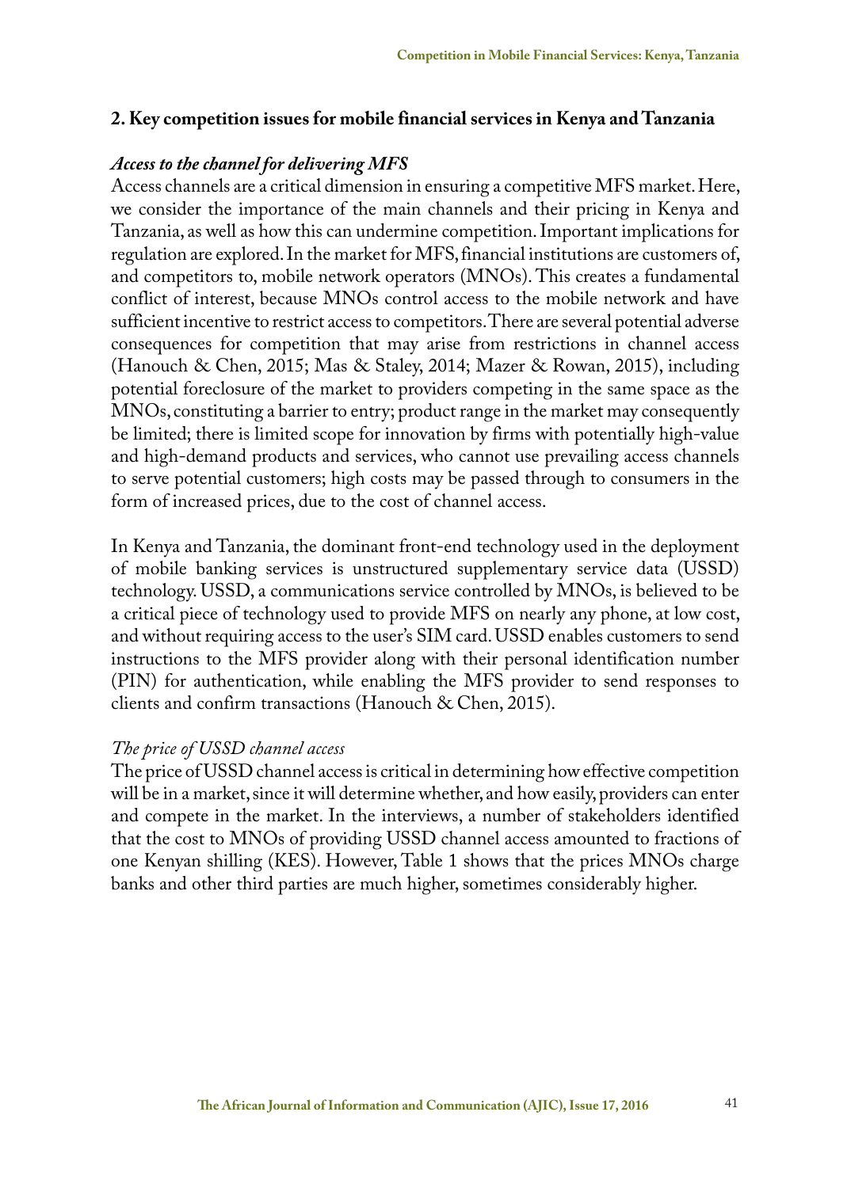## 2. Key competition issues for mobile financial services in Kenya and Tanzania

### *Access to the channel for delivering MFS*

Access channels are a critical dimension in ensuring a competitive MFS market. Here, we consider the importance of the main channels and their pricing in Kenya and Tanzania, as well as how this can undermine competition. Important implications for regulation are explored. In the market for MFS, financial institutions are customers of, and competitors to, mobile network operators (MNOs). This creates a fundamental conflict of interest, because MNOs control access to the mobile network and have sufficient incentive to restrict access to competitors. There are several potential adverse consequences for competition that may arise from restrictions in channel access (Hanouch & Chen, 2015; Mas & Staley, 2014; Mazer & Rowan, 2015), including potential foreclosure of the market to providers competing in the same space as the MNOs, constituting a barrier to entry; product range in the market may consequently be limited; there is limited scope for innovation by firms with potentially high-value and high-demand products and services, who cannot use prevailing access channels to serve potential customers; high costs may be passed through to consumers in the form of increased prices, due to the cost of channel access.

In Kenya and Tanzania, the dominant front-end technology used in the deployment of mobile banking services is unstructured supplementary service data (USSD) technology. USSD, a communications service controlled by MNOs, is believed to be a critical piece of technology used to provide MFS on nearly any phone, at low cost, and without requiring access to the user's SIM card. USSD enables customers to send instructions to the MFS provider along with their personal identification number (PIN) for authentication, while enabling the MFS provider to send responses to clients and confirm transactions (Hanouch & Chen, 2015).

#### *The price of USSD channel access*

The price of USSD channel access is critical in determining how effective competition will be in a market, since it will determine whether, and how easily, providers can enter and compete in the market. In the interviews, a number of stakeholders identified that the cost to MNOs of providing USSD channel access amounted to fractions of one Kenyan shilling (KES). However, Table 1 shows that the prices MNOs charge banks and other third parties are much higher, sometimes considerably higher.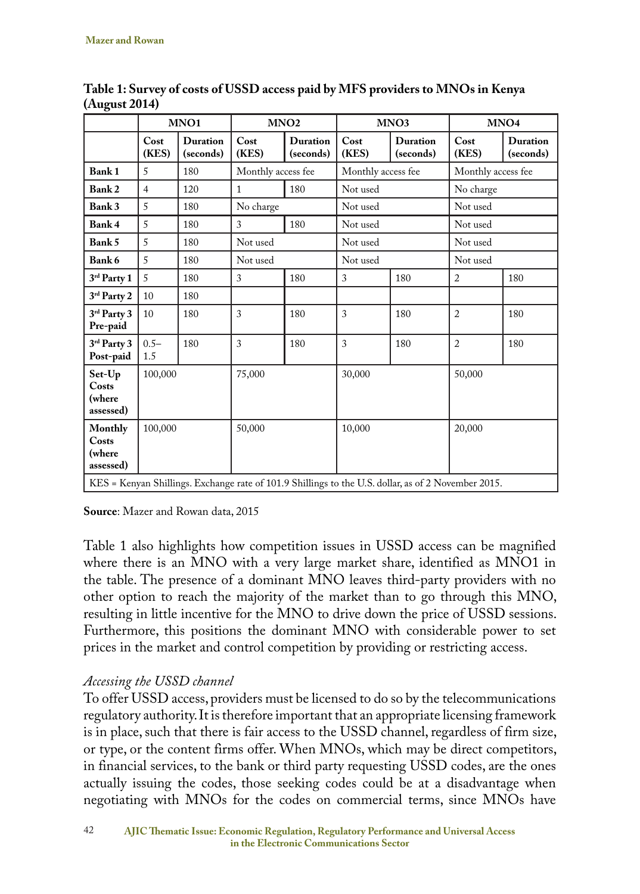**Table 1: Survey of costs of USSD access paid by MFS providers to MNOs in Kenya (August 2014)**

| | MNO1 | | MNO2 | | MNO3 | | MNO4 | |
|---|---|---|---|---|---|---|---|---|
| | Cost (KES) | Duration (seconds) | Cost (KES) | Duration (seconds) | Cost (KES) | Duration (seconds) | Cost (KES) | Duration (seconds) |
| **Bank 1** | 5 | 180 | Monthly access fee | | Monthly access fee | | Monthly access fee | |
| **Bank 2** | 4 | 120 | 1 | 180 | Not used | | No charge | |
| **Bank 3** | 5 | 180 | No charge | | Not used | | Not used | |
| **Bank 4** | 5 | 180 | 3 | 180 | Not used | | Not used | |
| **Bank 5** | 5 | 180 | Not used | | Not used | | Not used | |
| **Bank 6** | 5 | 180 | Not used | | Not used | | Not used | |
| **3rd Party 1** | 5 | 180 | 3 | 180 | 3 | 180 | 2 | 180 |
| **3rd Party 2** | 10 | 180 | | | | | | |
| **3rd Party 3 Pre-paid** | 10 | 180 | 3 | 180 | 3 | 180 | 2 | 180 |
| **3rd Party 3 Post-paid** | 0.5–1.5 | 180 | 3 | 180 | 3 | 180 | 2 | 180 |
| **Set-Up Costs (where assessed)** | 100,000 | | 75,000 | | 30,000 | | 50,000 | |
| **Monthly Costs (where assessed)** | 100,000 | | 50,000 | | 10,000 | | 20,000 | |

KES = Kenyan Shillings. Exchange rate of 101.9 Shillings to the U.S. dollar, as of 2 November 2015.

**Source**: Mazer and Rowan data, 2015

Table 1 also highlights how competition issues in USSD access can be magnified where there is an MNO with a very large market share, identified as MNO1 in the table. The presence of a dominant MNO leaves third-party providers with no other option to reach the majority of the market than to go through this MNO, resulting in little incentive for the MNO to drive down the price of USSD sessions. Furthermore, this positions the dominant MNO with considerable power to set prices in the market and control competition by providing or restricting access.

*Accessing the USSD channel*

To offer USSD access, providers must be licensed to do so by the telecommunications regulatory authority. It is therefore important that an appropriate licensing framework is in place, such that there is fair access to the USSD channel, regardless of firm size, or type, or the content firms offer. When MNOs, which may be direct competitors, in financial services, to the bank or third party requesting USSD codes, are the ones actually issuing the codes, those seeking codes could be at a disadvantage when negotiating with MNOs for the codes on commercial terms, since MNOs have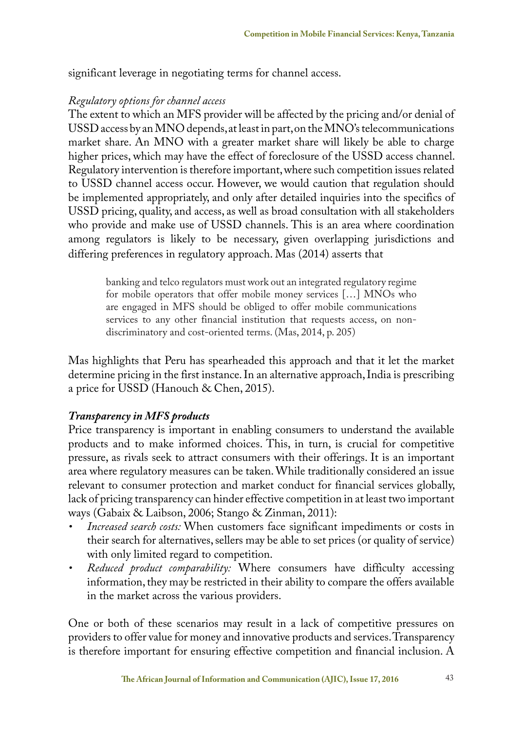significant leverage in negotiating terms for channel access.

*Regulatory options for channel access*

The extent to which an MFS provider will be affected by the pricing and/or denial of USSD access by an MNO depends, at least in part, on the MNO's telecommunications market share. An MNO with a greater market share will likely be able to charge higher prices, which may have the effect of foreclosure of the USSD access channel. Regulatory intervention is therefore important, where such competition issues related to USSD channel access occur. However, we would caution that regulation should be implemented appropriately, and only after detailed inquiries into the specifics of USSD pricing, quality, and access, as well as broad consultation with all stakeholders who provide and make use of USSD channels. This is an area where coordination among regulators is likely to be necessary, given overlapping jurisdictions and differing preferences in regulatory approach. Mas (2014) asserts that

> banking and telco regulators must work out an integrated regulatory regime for mobile operators that offer mobile money services […] MNOs who are engaged in MFS should be obliged to offer mobile communications services to any other financial institution that requests access, on non-discriminatory and cost-oriented terms. (Mas, 2014, p. 205)

Mas highlights that Peru has spearheaded this approach and that it let the market determine pricing in the first instance. In an alternative approach, India is prescribing a price for USSD (Hanouch & Chen, 2015).

***Transparency in MFS products***

Price transparency is important in enabling consumers to understand the available products and to make informed choices. This, in turn, is crucial for competitive pressure, as rivals seek to attract consumers with their offerings. It is an important area where regulatory measures can be taken. While traditionally considered an issue relevant to consumer protection and market conduct for financial services globally, lack of pricing transparency can hinder effective competition in at least two important ways (Gabaix & Laibson, 2006; Stango & Zinman, 2011):

- *Increased search costs:* When customers face significant impediments or costs in their search for alternatives, sellers may be able to set prices (or quality of service) with only limited regard to competition.
- *Reduced product comparability:* Where consumers have difficulty accessing information, they may be restricted in their ability to compare the offers available in the market across the various providers.

One or both of these scenarios may result in a lack of competitive pressures on providers to offer value for money and innovative products and services. Transparency is therefore important for ensuring effective competition and financial inclusion. A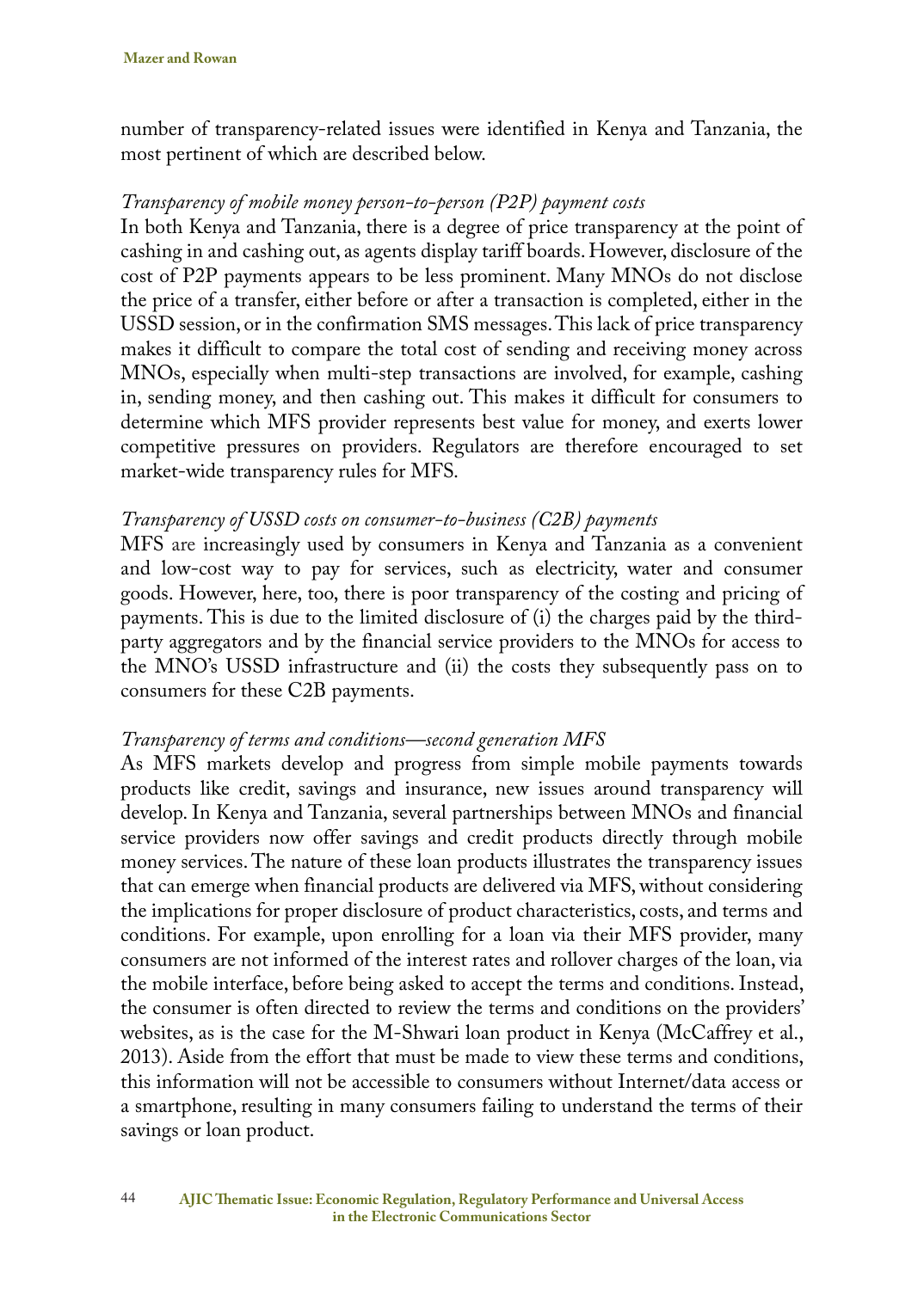number of transparency-related issues were identified in Kenya and Tanzania, the most pertinent of which are described below.

*Transparency of mobile money person-to-person (P2P) payment costs*

In both Kenya and Tanzania, there is a degree of price transparency at the point of cashing in and cashing out, as agents display tariff boards. However, disclosure of the cost of P2P payments appears to be less prominent. Many MNOs do not disclose the price of a transfer, either before or after a transaction is completed, either in the USSD session, or in the confirmation SMS messages. This lack of price transparency makes it difficult to compare the total cost of sending and receiving money across MNOs, especially when multi-step transactions are involved, for example, cashing in, sending money, and then cashing out. This makes it difficult for consumers to determine which MFS provider represents best value for money, and exerts lower competitive pressures on providers. Regulators are therefore encouraged to set market-wide transparency rules for MFS.

*Transparency of USSD costs on consumer-to-business (C2B) payments*

MFS are increasingly used by consumers in Kenya and Tanzania as a convenient and low-cost way to pay for services, such as electricity, water and consumer goods. However, here, too, there is poor transparency of the costing and pricing of payments. This is due to the limited disclosure of (i) the charges paid by the third-party aggregators and by the financial service providers to the MNOs for access to the MNO's USSD infrastructure and (ii) the costs they subsequently pass on to consumers for these C2B payments.

*Transparency of terms and conditions—second generation MFS*

As MFS markets develop and progress from simple mobile payments towards products like credit, savings and insurance, new issues around transparency will develop. In Kenya and Tanzania, several partnerships between MNOs and financial service providers now offer savings and credit products directly through mobile money services. The nature of these loan products illustrates the transparency issues that can emerge when financial products are delivered via MFS, without considering the implications for proper disclosure of product characteristics, costs, and terms and conditions. For example, upon enrolling for a loan via their MFS provider, many consumers are not informed of the interest rates and rollover charges of the loan, via the mobile interface, before being asked to accept the terms and conditions. Instead, the consumer is often directed to review the terms and conditions on the providers' websites, as is the case for the M-Shwari loan product in Kenya (McCaffrey et al., 2013). Aside from the effort that must be made to view these terms and conditions, this information will not be accessible to consumers without Internet/data access or a smartphone, resulting in many consumers failing to understand the terms of their savings or loan product.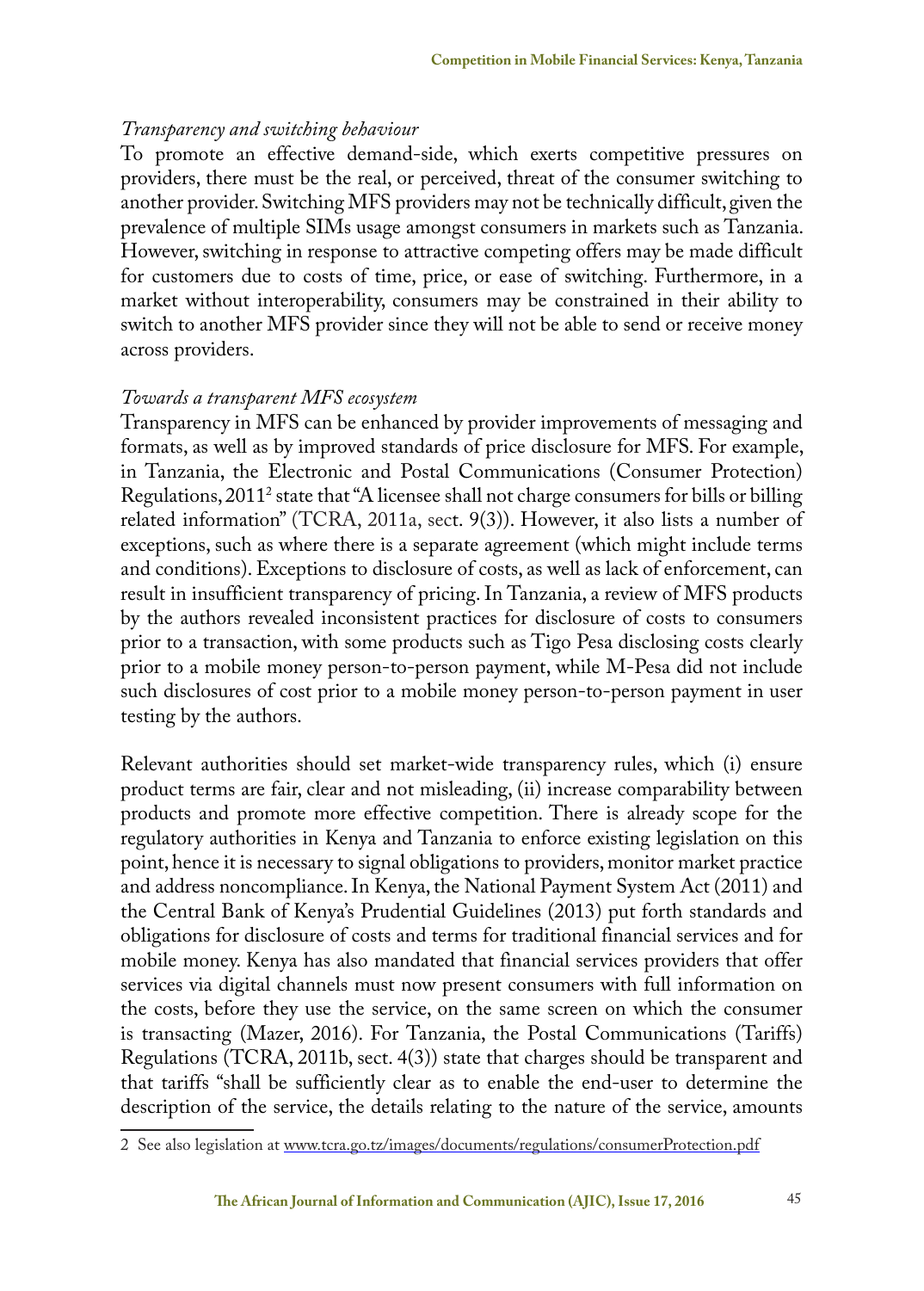*Transparency and switching behaviour*

To promote an effective demand-side, which exerts competitive pressures on providers, there must be the real, or perceived, threat of the consumer switching to another provider. Switching MFS providers may not be technically difficult, given the prevalence of multiple SIMs usage amongst consumers in markets such as Tanzania. However, switching in response to attractive competing offers may be made difficult for customers due to costs of time, price, or ease of switching. Furthermore, in a market without interoperability, consumers may be constrained in their ability to switch to another MFS provider since they will not be able to send or receive money across providers.

*Towards a transparent MFS ecosystem*

Transparency in MFS can be enhanced by provider improvements of messaging and formats, as well as by improved standards of price disclosure for MFS. For example, in Tanzania, the Electronic and Postal Communications (Consumer Protection) Regulations, 2011[2] state that "A licensee shall not charge consumers for bills or billing related information" (TCRA, 2011a, sect. 9(3)). However, it also lists a number of exceptions, such as where there is a separate agreement (which might include terms and conditions). Exceptions to disclosure of costs, as well as lack of enforcement, can result in insufficient transparency of pricing. In Tanzania, a review of MFS products by the authors revealed inconsistent practices for disclosure of costs to consumers prior to a transaction, with some products such as Tigo Pesa disclosing costs clearly prior to a mobile money person-to-person payment, while M-Pesa did not include such disclosures of cost prior to a mobile money person-to-person payment in user testing by the authors.

Relevant authorities should set market-wide transparency rules, which (i) ensure product terms are fair, clear and not misleading, (ii) increase comparability between products and promote more effective competition. There is already scope for the regulatory authorities in Kenya and Tanzania to enforce existing legislation on this point, hence it is necessary to signal obligations to providers, monitor market practice and address noncompliance. In Kenya, the National Payment System Act (2011) and the Central Bank of Kenya's Prudential Guidelines (2013) put forth standards and obligations for disclosure of costs and terms for traditional financial services and for mobile money. Kenya has also mandated that financial services providers that offer services via digital channels must now present consumers with full information on the costs, before they use the service, on the same screen on which the consumer is transacting (Mazer, 2016). For Tanzania, the Postal Communications (Tariffs) Regulations (TCRA, 2011b, sect. 4(3)) state that charges should be transparent and that tariffs "shall be sufficiently clear as to enable the end-user to determine the description of the service, the details relating to the nature of the service, amounts

---

2 See also legislation at www.tcra.go.tz/images/documents/regulations/consumerProtection.pdf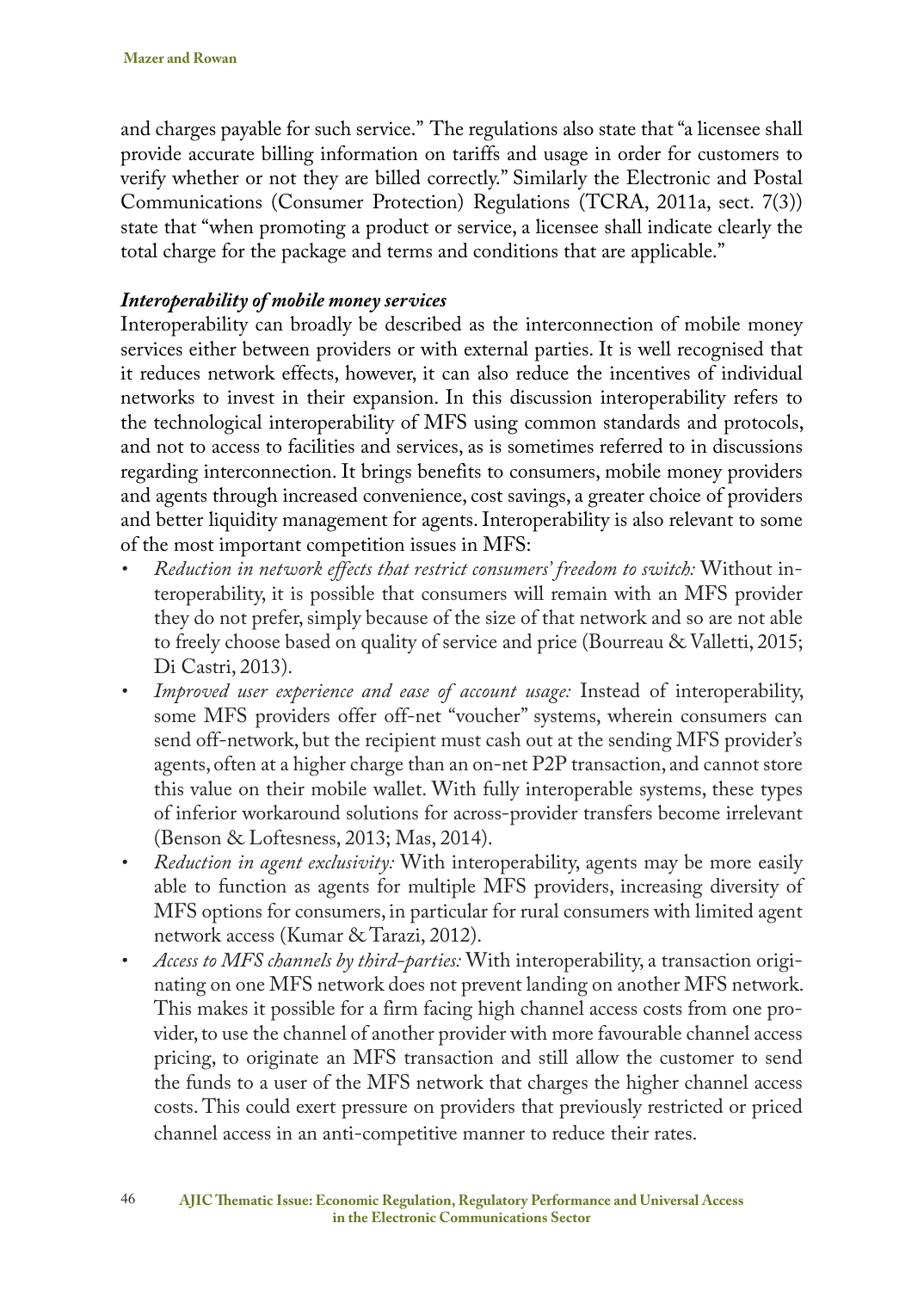and charges payable for such service." The regulations also state that "a licensee shall provide accurate billing information on tariffs and usage in order for customers to verify whether or not they are billed correctly." Similarly the Electronic and Postal Communications (Consumer Protection) Regulations (TCRA, 2011a, sect. 7(3)) state that "when promoting a product or service, a licensee shall indicate clearly the total charge for the package and terms and conditions that are applicable."

### *Interoperability of mobile money services*

Interoperability can broadly be described as the interconnection of mobile money services either between providers or with external parties. It is well recognised that it reduces network effects, however, it can also reduce the incentives of individual networks to invest in their expansion. In this discussion interoperability refers to the technological interoperability of MFS using common standards and protocols, and not to access to facilities and services, as is sometimes referred to in discussions regarding interconnection. It brings benefits to consumers, mobile money providers and agents through increased convenience, cost savings, a greater choice of providers and better liquidity management for agents. Interoperability is also relevant to some of the most important competition issues in MFS:

- *Reduction in network effects that restrict consumers' freedom to switch:* Without interoperability, it is possible that consumers will remain with an MFS provider they do not prefer, simply because of the size of that network and so are not able to freely choose based on quality of service and price (Bourreau & Valletti, 2015; Di Castri, 2013).
- *Improved user experience and ease of account usage:* Instead of interoperability, some MFS providers offer off-net "voucher" systems, wherein consumers can send off-network, but the recipient must cash out at the sending MFS provider's agents, often at a higher charge than an on-net P2P transaction, and cannot store this value on their mobile wallet. With fully interoperable systems, these types of inferior workaround solutions for across-provider transfers become irrelevant (Benson & Loftesness, 2013; Mas, 2014).
- *Reduction in agent exclusivity:* With interoperability, agents may be more easily able to function as agents for multiple MFS providers, increasing diversity of MFS options for consumers, in particular for rural consumers with limited agent network access (Kumar & Tarazi, 2012).
- *Access to MFS channels by third-parties:* With interoperability, a transaction originating on one MFS network does not prevent landing on another MFS network. This makes it possible for a firm facing high channel access costs from one provider, to use the channel of another provider with more favourable channel access pricing, to originate an MFS transaction and still allow the customer to send the funds to a user of the MFS network that charges the higher channel access costs. This could exert pressure on providers that previously restricted or priced channel access in an anti-competitive manner to reduce their rates.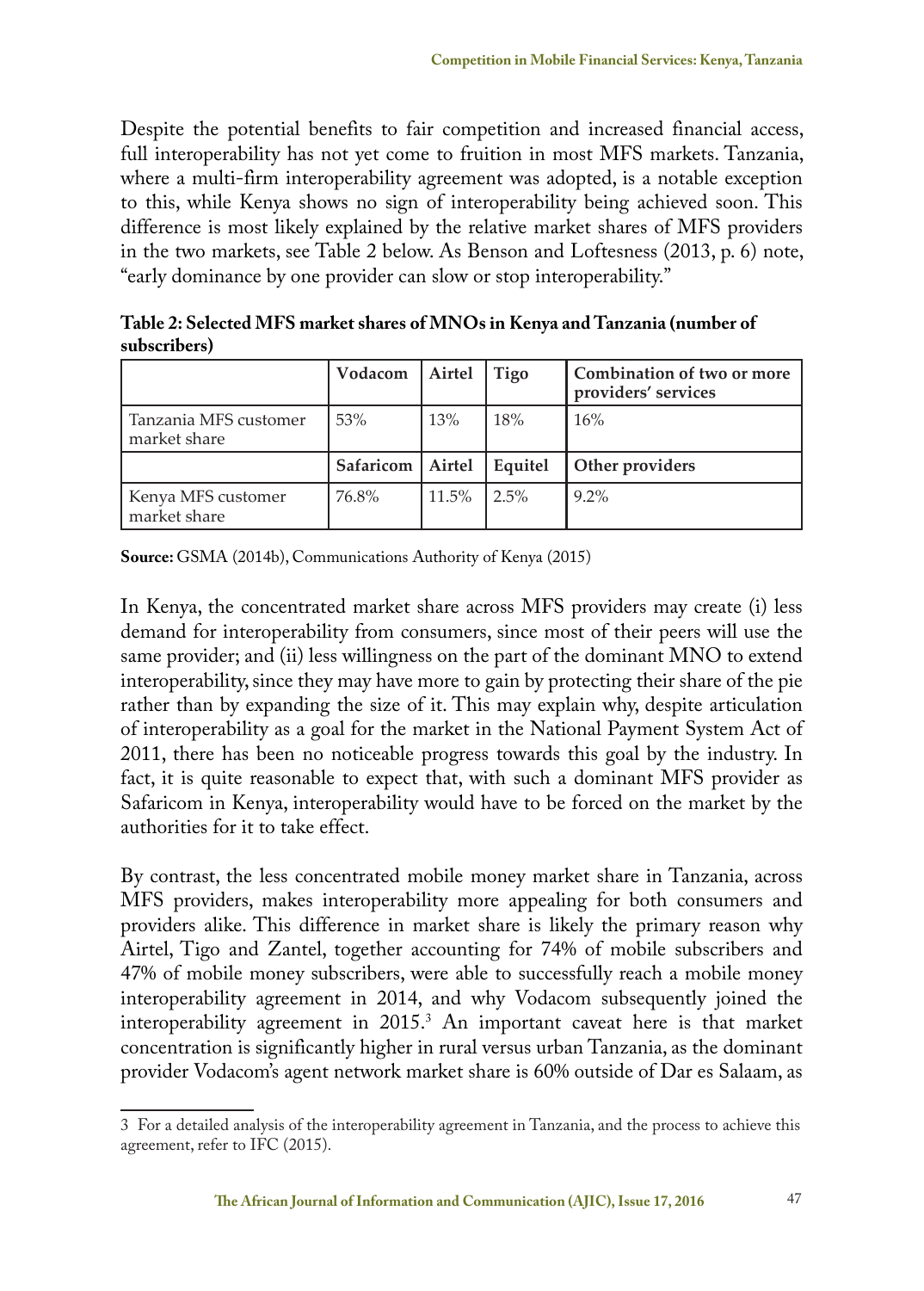Despite the potential benefits to fair competition and increased financial access, full interoperability has not yet come to fruition in most MFS markets. Tanzania, where a multi-firm interoperability agreement was adopted, is a notable exception to this, while Kenya shows no sign of interoperability being achieved soon. This difference is most likely explained by the relative market shares of MFS providers in the two markets, see Table 2 below. As Benson and Loftesness (2013, p. 6) note, "early dominance by one provider can slow or stop interoperability."

**Table 2: Selected MFS market shares of MNOs in Kenya and Tanzania (number of subscribers)**

| | Vodacom | Airtel | Tigo | Combination of two or more providers' services |
|---|---|---|---|---|
| Tanzania MFS customer market share | 53% | 13% | 18% | 16% |
| | **Safaricom** | **Airtel** | **Equitel** | **Other providers** |
| Kenya MFS customer market share | 76.8% | 11.5% | 2.5% | 9.2% |

**Source:** GSMA (2014b), Communications Authority of Kenya (2015)

In Kenya, the concentrated market share across MFS providers may create (i) less demand for interoperability from consumers, since most of their peers will use the same provider; and (ii) less willingness on the part of the dominant MNO to extend interoperability, since they may have more to gain by protecting their share of the pie rather than by expanding the size of it. This may explain why, despite articulation of interoperability as a goal for the market in the National Payment System Act of 2011, there has been no noticeable progress towards this goal by the industry. In fact, it is quite reasonable to expect that, with such a dominant MFS provider as Safaricom in Kenya, interoperability would have to be forced on the market by the authorities for it to take effect.

By contrast, the less concentrated mobile money market share in Tanzania, across MFS providers, makes interoperability more appealing for both consumers and providers alike. This difference in market share is likely the primary reason why Airtel, Tigo and Zantel, together accounting for 74% of mobile subscribers and 47% of mobile money subscribers, were able to successfully reach a mobile money interoperability agreement in 2014, and why Vodacom subsequently joined the interoperability agreement in 2015.[3] An important caveat here is that market concentration is significantly higher in rural versus urban Tanzania, as the dominant provider Vodacom's agent network market share is 60% outside of Dar es Salaam, as

3 For a detailed analysis of the interoperability agreement in Tanzania, and the process to achieve this agreement, refer to IFC (2015).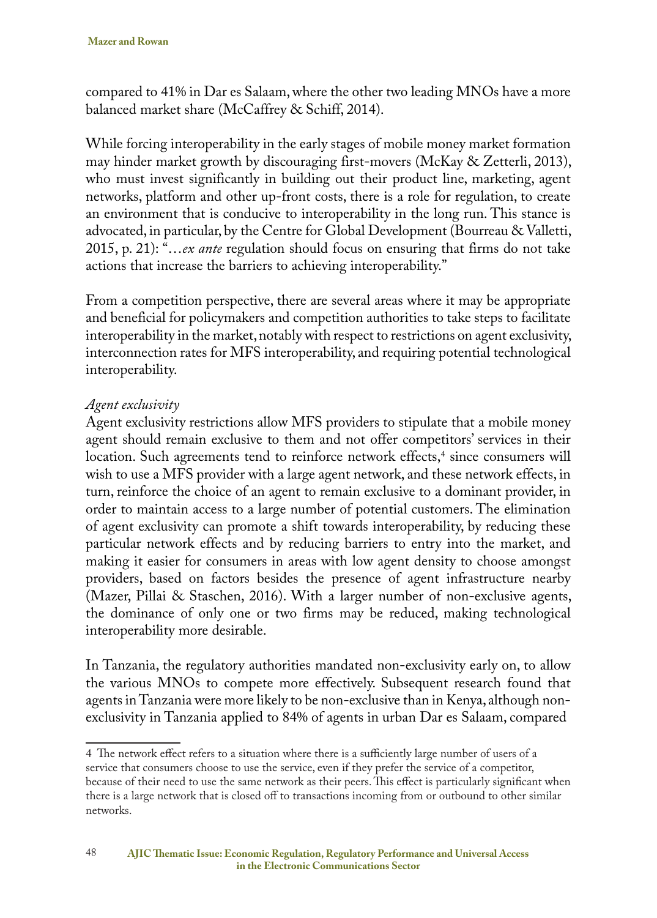compared to 41% in Dar es Salaam, where the other two leading MNOs have a more balanced market share (McCaffrey & Schiff, 2014).

While forcing interoperability in the early stages of mobile money market formation may hinder market growth by discouraging first-movers (McKay & Zetterli, 2013), who must invest significantly in building out their product line, marketing, agent networks, platform and other up-front costs, there is a role for regulation, to create an environment that is conducive to interoperability in the long run. This stance is advocated, in particular, by the Centre for Global Development (Bourreau & Valletti, 2015, p. 21): "…*ex ante* regulation should focus on ensuring that firms do not take actions that increase the barriers to achieving interoperability."

From a competition perspective, there are several areas where it may be appropriate and beneficial for policymakers and competition authorities to take steps to facilitate interoperability in the market, notably with respect to restrictions on agent exclusivity, interconnection rates for MFS interoperability, and requiring potential technological interoperability.

*Agent exclusivity*

Agent exclusivity restrictions allow MFS providers to stipulate that a mobile money agent should remain exclusive to them and not offer competitors' services in their location. Such agreements tend to reinforce network effects,[4] since consumers will wish to use a MFS provider with a large agent network, and these network effects, in turn, reinforce the choice of an agent to remain exclusive to a dominant provider, in order to maintain access to a large number of potential customers. The elimination of agent exclusivity can promote a shift towards interoperability, by reducing these particular network effects and by reducing barriers to entry into the market, and making it easier for consumers in areas with low agent density to choose amongst providers, based on factors besides the presence of agent infrastructure nearby (Mazer, Pillai & Staschen, 2016). With a larger number of non-exclusive agents, the dominance of only one or two firms may be reduced, making technological interoperability more desirable.

In Tanzania, the regulatory authorities mandated non-exclusivity early on, to allow the various MNOs to compete more effectively. Subsequent research found that agents in Tanzania were more likely to be non-exclusive than in Kenya, although non-exclusivity in Tanzania applied to 84% of agents in urban Dar es Salaam, compared

4 The network effect refers to a situation where there is a sufficiently large number of users of a service that consumers choose to use the service, even if they prefer the service of a competitor, because of their need to use the same network as their peers. This effect is particularly significant when there is a large network that is closed off to transactions incoming from or outbound to other similar networks.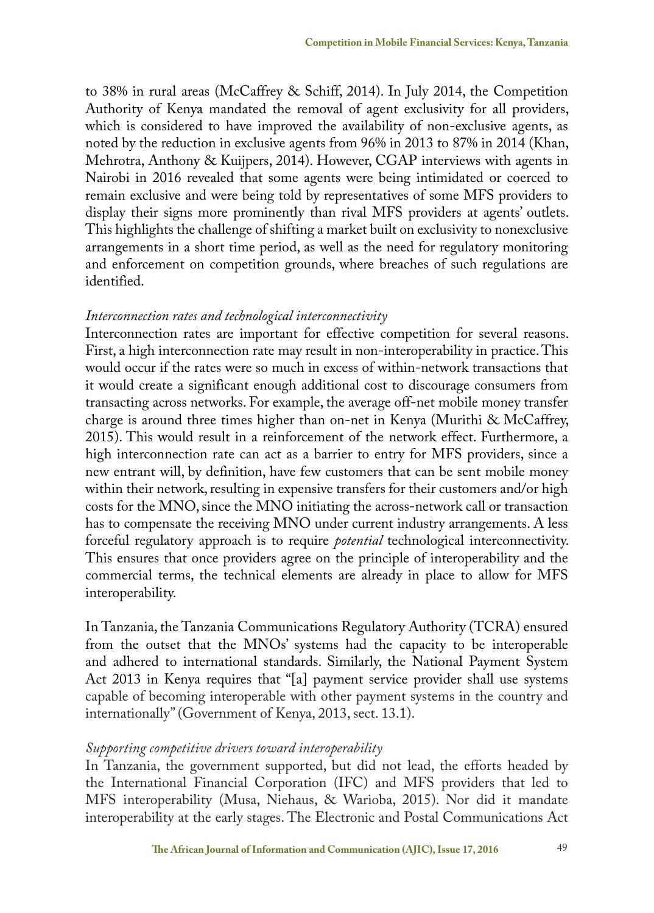to 38% in rural areas (McCaffrey & Schiff, 2014). In July 2014, the Competition Authority of Kenya mandated the removal of agent exclusivity for all providers, which is considered to have improved the availability of non-exclusive agents, as noted by the reduction in exclusive agents from 96% in 2013 to 87% in 2014 (Khan, Mehrotra, Anthony & Kuijpers, 2014). However, CGAP interviews with agents in Nairobi in 2016 revealed that some agents were being intimidated or coerced to remain exclusive and were being told by representatives of some MFS providers to display their signs more prominently than rival MFS providers at agents' outlets. This highlights the challenge of shifting a market built on exclusivity to nonexclusive arrangements in a short time period, as well as the need for regulatory monitoring and enforcement on competition grounds, where breaches of such regulations are identified.

*Interconnection rates and technological interconnectivity*

Interconnection rates are important for effective competition for several reasons. First, a high interconnection rate may result in non-interoperability in practice. This would occur if the rates were so much in excess of within-network transactions that it would create a significant enough additional cost to discourage consumers from transacting across networks. For example, the average off-net mobile money transfer charge is around three times higher than on-net in Kenya (Murithi & McCaffrey, 2015). This would result in a reinforcement of the network effect. Furthermore, a high interconnection rate can act as a barrier to entry for MFS providers, since a new entrant will, by definition, have few customers that can be sent mobile money within their network, resulting in expensive transfers for their customers and/or high costs for the MNO, since the MNO initiating the across-network call or transaction has to compensate the receiving MNO under current industry arrangements. A less forceful regulatory approach is to require *potential* technological interconnectivity. This ensures that once providers agree on the principle of interoperability and the commercial terms, the technical elements are already in place to allow for MFS interoperability.

In Tanzania, the Tanzania Communications Regulatory Authority (TCRA) ensured from the outset that the MNOs' systems had the capacity to be interoperable and adhered to international standards. Similarly, the National Payment System Act 2013 in Kenya requires that "[a] payment service provider shall use systems capable of becoming interoperable with other payment systems in the country and internationally" (Government of Kenya, 2013, sect. 13.1).

*Supporting competitive drivers toward interoperability*

In Tanzania, the government supported, but did not lead, the efforts headed by the International Financial Corporation (IFC) and MFS providers that led to MFS interoperability (Musa, Niehaus, & Warioba, 2015). Nor did it mandate interoperability at the early stages. The Electronic and Postal Communications Act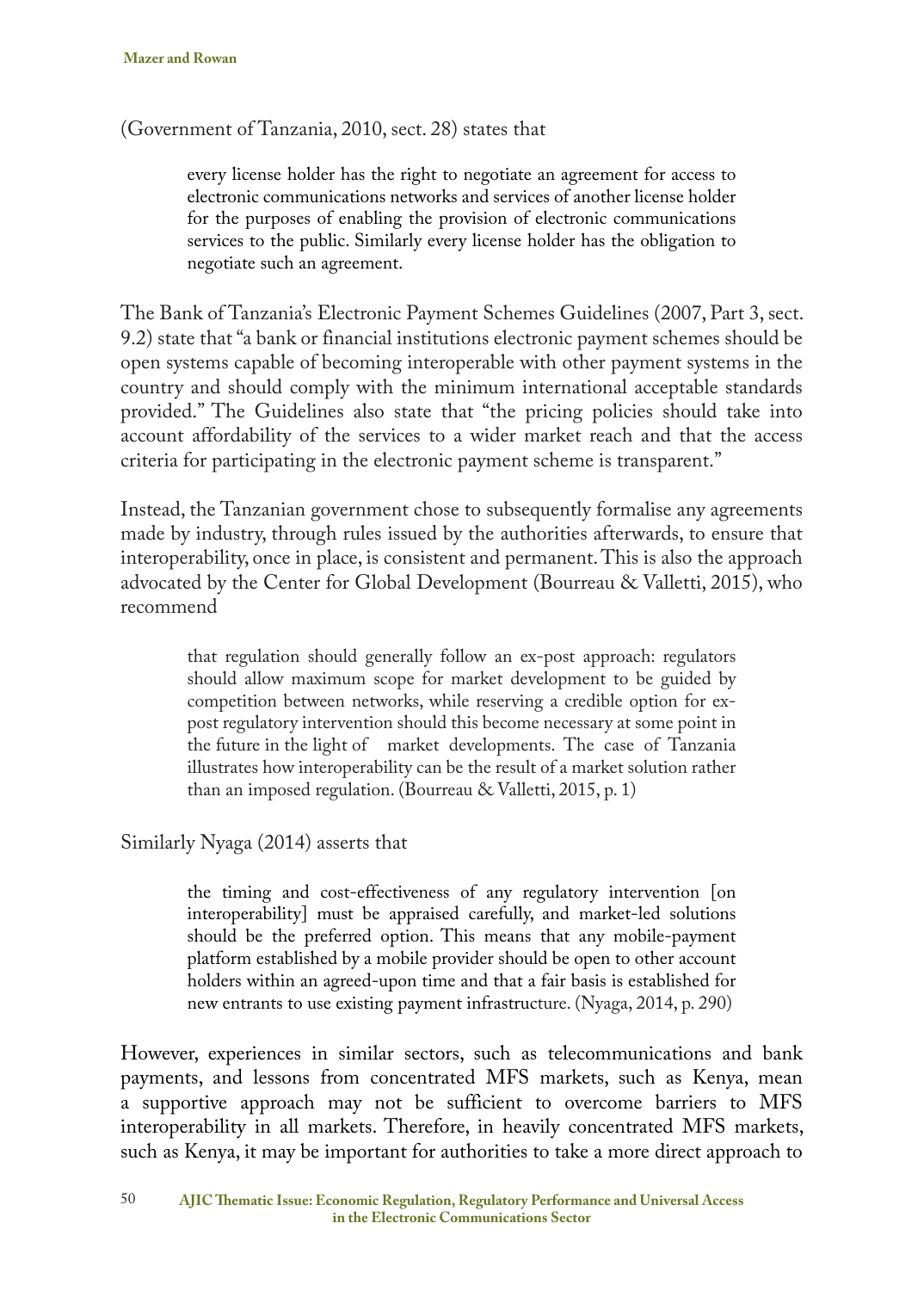(Government of Tanzania, 2010, sect. 28) states that

> every license holder has the right to negotiate an agreement for access to electronic communications networks and services of another license holder for the purposes of enabling the provision of electronic communications services to the public. Similarly every license holder has the obligation to negotiate such an agreement.

The Bank of Tanzania's Electronic Payment Schemes Guidelines (2007, Part 3, sect. 9.2) state that "a bank or financial institutions electronic payment schemes should be open systems capable of becoming interoperable with other payment systems in the country and should comply with the minimum international acceptable standards provided." The Guidelines also state that "the pricing policies should take into account affordability of the services to a wider market reach and that the access criteria for participating in the electronic payment scheme is transparent."

Instead, the Tanzanian government chose to subsequently formalise any agreements made by industry, through rules issued by the authorities afterwards, to ensure that interoperability, once in place, is consistent and permanent. This is also the approach advocated by the Center for Global Development (Bourreau & Valletti, 2015), who recommend

> that regulation should generally follow an ex-post approach: regulators should allow maximum scope for market development to be guided by competition between networks, while reserving a credible option for ex-post regulatory intervention should this become necessary at some point in the future in the light of market developments. The case of Tanzania illustrates how interoperability can be the result of a market solution rather than an imposed regulation. (Bourreau & Valletti, 2015, p. 1)

Similarly Nyaga (2014) asserts that

> the timing and cost-effectiveness of any regulatory intervention [on interoperability] must be appraised carefully, and market-led solutions should be the preferred option. This means that any mobile-payment platform established by a mobile provider should be open to other account holders within an agreed-upon time and that a fair basis is established for new entrants to use existing payment infrastructure. (Nyaga, 2014, p. 290)

However, experiences in similar sectors, such as telecommunications and bank payments, and lessons from concentrated MFS markets, such as Kenya, mean a supportive approach may not be sufficient to overcome barriers to MFS interoperability in all markets. Therefore, in heavily concentrated MFS markets, such as Kenya, it may be important for authorities to take a more direct approach to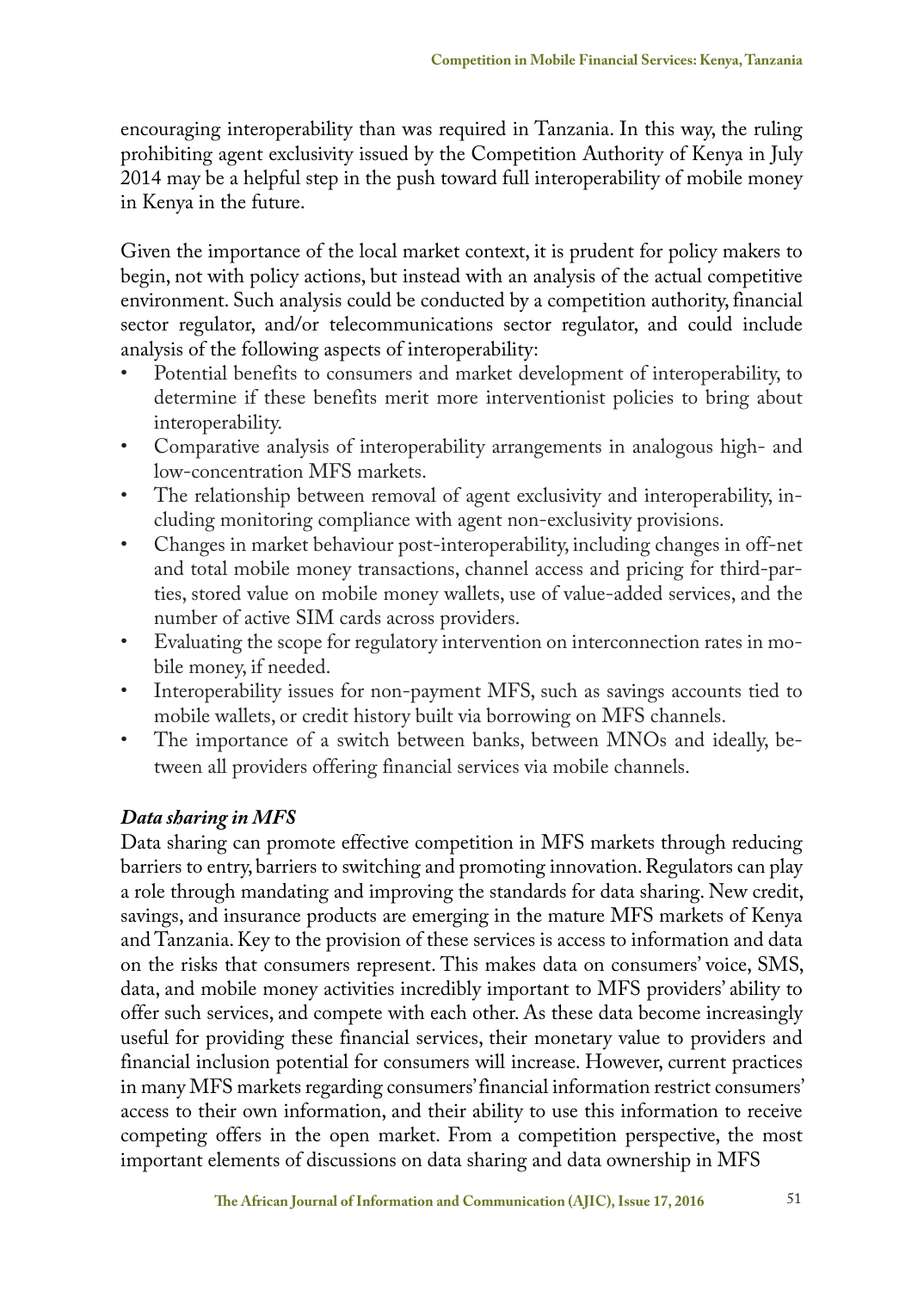encouraging interoperability than was required in Tanzania. In this way, the ruling prohibiting agent exclusivity issued by the Competition Authority of Kenya in July 2014 may be a helpful step in the push toward full interoperability of mobile money in Kenya in the future.

Given the importance of the local market context, it is prudent for policy makers to begin, not with policy actions, but instead with an analysis of the actual competitive environment. Such analysis could be conducted by a competition authority, financial sector regulator, and/or telecommunications sector regulator, and could include analysis of the following aspects of interoperability:

- Potential benefits to consumers and market development of interoperability, to determine if these benefits merit more interventionist policies to bring about interoperability.
- Comparative analysis of interoperability arrangements in analogous high- and low-concentration MFS markets.
- The relationship between removal of agent exclusivity and interoperability, including monitoring compliance with agent non-exclusivity provisions.
- Changes in market behaviour post-interoperability, including changes in off-net and total mobile money transactions, channel access and pricing for third-parties, stored value on mobile money wallets, use of value-added services, and the number of active SIM cards across providers.
- Evaluating the scope for regulatory intervention on interconnection rates in mobile money, if needed.
- Interoperability issues for non-payment MFS, such as savings accounts tied to mobile wallets, or credit history built via borrowing on MFS channels.
- The importance of a switch between banks, between MNOs and ideally, between all providers offering financial services via mobile channels.

### *Data sharing in MFS*

Data sharing can promote effective competition in MFS markets through reducing barriers to entry, barriers to switching and promoting innovation. Regulators can play a role through mandating and improving the standards for data sharing. New credit, savings, and insurance products are emerging in the mature MFS markets of Kenya and Tanzania. Key to the provision of these services is access to information and data on the risks that consumers represent. This makes data on consumers' voice, SMS, data, and mobile money activities incredibly important to MFS providers' ability to offer such services, and compete with each other. As these data become increasingly useful for providing these financial services, their monetary value to providers and financial inclusion potential for consumers will increase. However, current practices in many MFS markets regarding consumers' financial information restrict consumers' access to their own information, and their ability to use this information to receive competing offers in the open market. From a competition perspective, the most important elements of discussions on data sharing and data ownership in MFS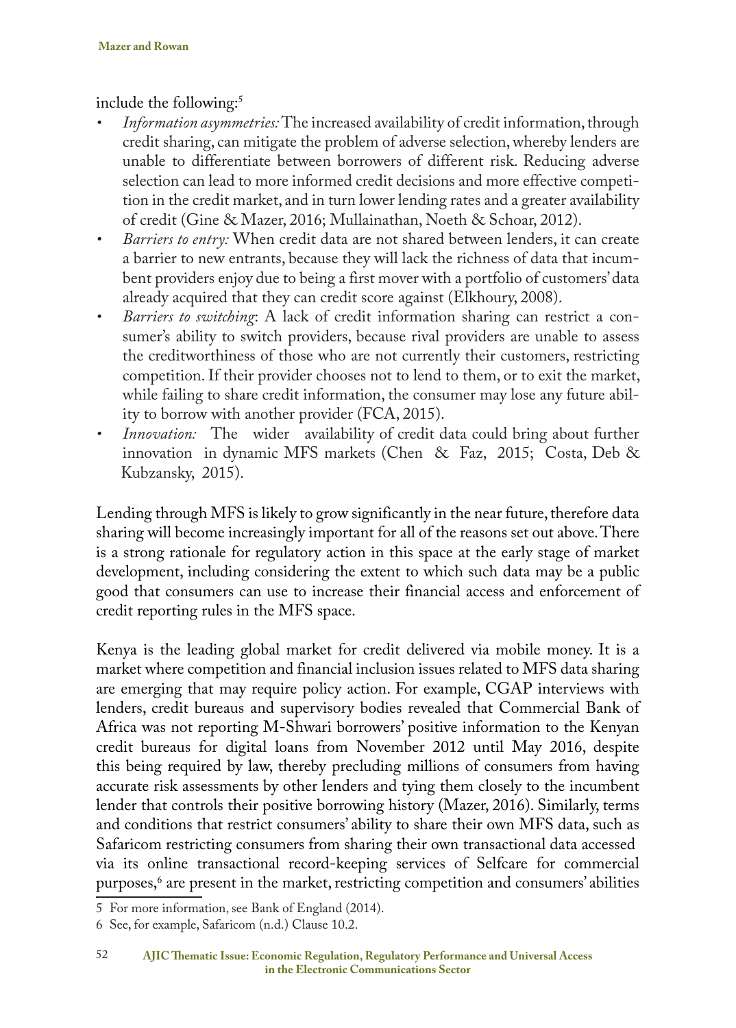include the following:[5]

- *Information asymmetries:* The increased availability of credit information, through credit sharing, can mitigate the problem of adverse selection, whereby lenders are unable to differentiate between borrowers of different risk. Reducing adverse selection can lead to more informed credit decisions and more effective competition in the credit market, and in turn lower lending rates and a greater availability of credit (Gine & Mazer, 2016; Mullainathan, Noeth & Schoar, 2012).
- *Barriers to entry:* When credit data are not shared between lenders, it can create a barrier to new entrants, because they will lack the richness of data that incumbent providers enjoy due to being a first mover with a portfolio of customers' data already acquired that they can credit score against (Elkhoury, 2008).
- *Barriers to switching*: A lack of credit information sharing can restrict a consumer's ability to switch providers, because rival providers are unable to assess the creditworthiness of those who are not currently their customers, restricting competition. If their provider chooses not to lend to them, or to exit the market, while failing to share credit information, the consumer may lose any future ability to borrow with another provider (FCA, 2015).
- *Innovation:* The wider availability of credit data could bring about further innovation in dynamic MFS markets (Chen & Faz, 2015; Costa, Deb & Kubzansky, 2015).

Lending through MFS is likely to grow significantly in the near future, therefore data sharing will become increasingly important for all of the reasons set out above. There is a strong rationale for regulatory action in this space at the early stage of market development, including considering the extent to which such data may be a public good that consumers can use to increase their financial access and enforcement of credit reporting rules in the MFS space.

Kenya is the leading global market for credit delivered via mobile money. It is a market where competition and financial inclusion issues related to MFS data sharing are emerging that may require policy action. For example, CGAP interviews with lenders, credit bureaus and supervisory bodies revealed that Commercial Bank of Africa was not reporting M-Shwari borrowers' positive information to the Kenyan credit bureaus for digital loans from November 2012 until May 2016, despite this being required by law, thereby precluding millions of consumers from having accurate risk assessments by other lenders and tying them closely to the incumbent lender that controls their positive borrowing history (Mazer, 2016). Similarly, terms and conditions that restrict consumers' ability to share their own MFS data, such as Safaricom restricting consumers from sharing their own transactional data accessed via its online transactional record-keeping services of Selfcare for commercial purposes,[6] are present in the market, restricting competition and consumers' abilities

5 For more information, see Bank of England (2014).

6 See, for example, Safaricom (n.d.) Clause 10.2.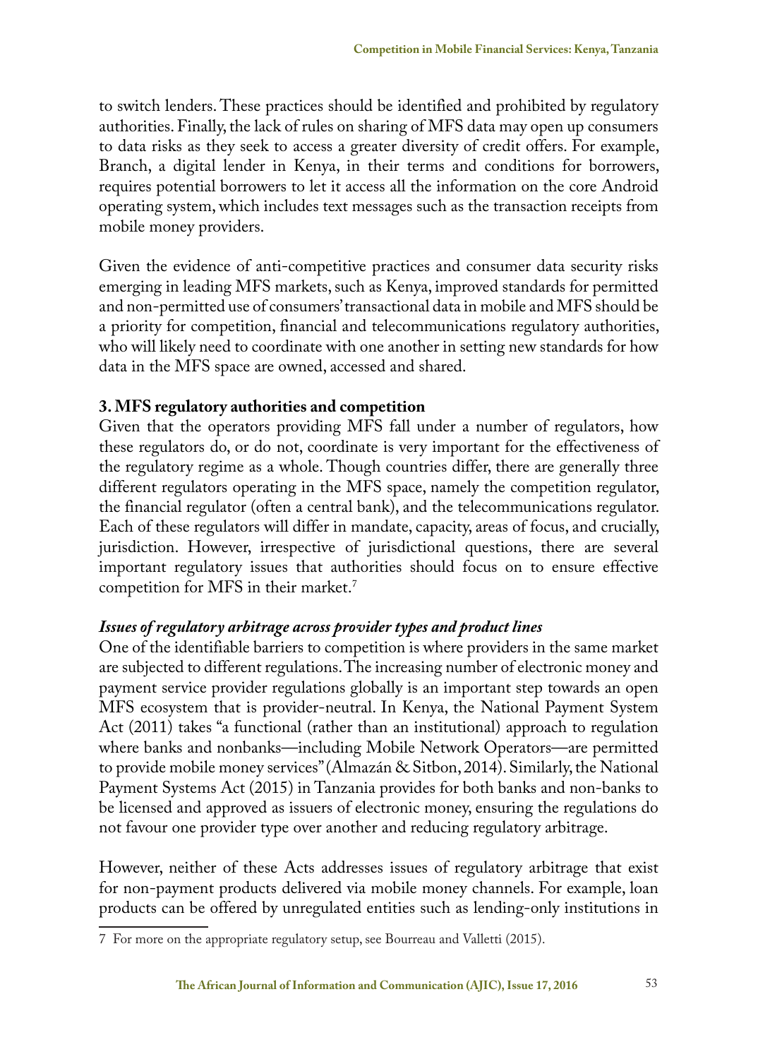to switch lenders. These practices should be identified and prohibited by regulatory authorities. Finally, the lack of rules on sharing of MFS data may open up consumers to data risks as they seek to access a greater diversity of credit offers. For example, Branch, a digital lender in Kenya, in their terms and conditions for borrowers, requires potential borrowers to let it access all the information on the core Android operating system, which includes text messages such as the transaction receipts from mobile money providers.

Given the evidence of anti-competitive practices and consumer data security risks emerging in leading MFS markets, such as Kenya, improved standards for permitted and non-permitted use of consumers' transactional data in mobile and MFS should be a priority for competition, financial and telecommunications regulatory authorities, who will likely need to coordinate with one another in setting new standards for how data in the MFS space are owned, accessed and shared.

### 3. MFS regulatory authorities and competition

Given that the operators providing MFS fall under a number of regulators, how these regulators do, or do not, coordinate is very important for the effectiveness of the regulatory regime as a whole. Though countries differ, there are generally three different regulators operating in the MFS space, namely the competition regulator, the financial regulator (often a central bank), and the telecommunications regulator. Each of these regulators will differ in mandate, capacity, areas of focus, and crucially, jurisdiction. However, irrespective of jurisdictional questions, there are several important regulatory issues that authorities should focus on to ensure effective competition for MFS in their market.[7]

#### *Issues of regulatory arbitrage across provider types and product lines*

One of the identifiable barriers to competition is where providers in the same market are subjected to different regulations. The increasing number of electronic money and payment service provider regulations globally is an important step towards an open MFS ecosystem that is provider-neutral. In Kenya, the National Payment System Act (2011) takes "a functional (rather than an institutional) approach to regulation where banks and nonbanks—including Mobile Network Operators—are permitted to provide mobile money services" (Almazán & Sitbon, 2014). Similarly, the National Payment Systems Act (2015) in Tanzania provides for both banks and non-banks to be licensed and approved as issuers of electronic money, ensuring the regulations do not favour one provider type over another and reducing regulatory arbitrage.

However, neither of these Acts addresses issues of regulatory arbitrage that exist for non-payment products delivered via mobile money channels. For example, loan products can be offered by unregulated entities such as lending-only institutions in

7 For more on the appropriate regulatory setup, see Bourreau and Valletti (2015).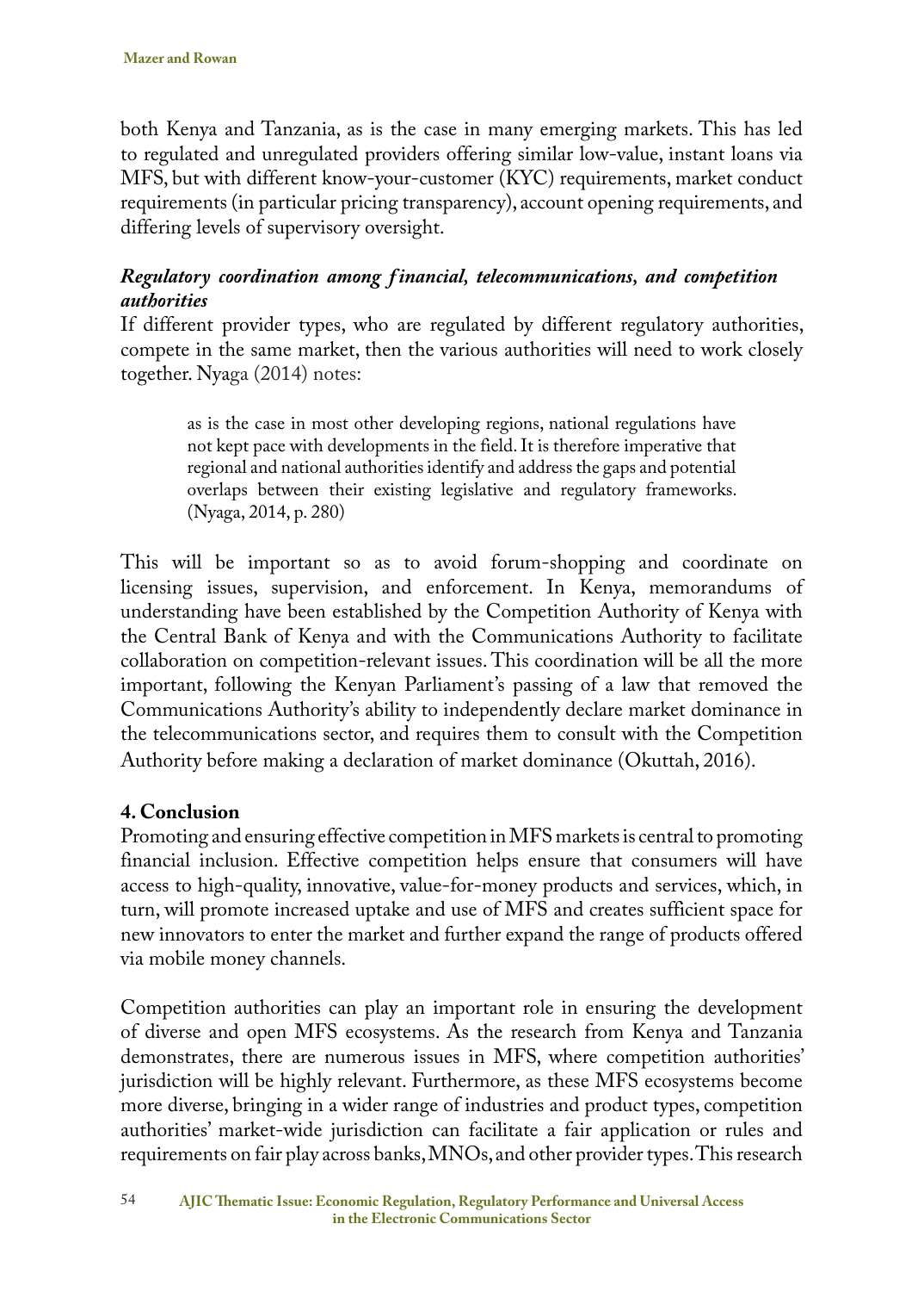both Kenya and Tanzania, as is the case in many emerging markets. This has led to regulated and unregulated providers offering similar low-value, instant loans via MFS, but with different know-your-customer (KYC) requirements, market conduct requirements (in particular pricing transparency), account opening requirements, and differing levels of supervisory oversight.

***Regulatory coordination among financial, telecommunications, and competition authorities***

If different provider types, who are regulated by different regulatory authorities, compete in the same market, then the various authorities will need to work closely together. Nyaga (2014) notes:

> as is the case in most other developing regions, national regulations have not kept pace with developments in the field. It is therefore imperative that regional and national authorities identify and address the gaps and potential overlaps between their existing legislative and regulatory frameworks. (Nyaga, 2014, p. 280)

This will be important so as to avoid forum-shopping and coordinate on licensing issues, supervision, and enforcement. In Kenya, memorandums of understanding have been established by the Competition Authority of Kenya with the Central Bank of Kenya and with the Communications Authority to facilitate collaboration on competition-relevant issues. This coordination will be all the more important, following the Kenyan Parliament's passing of a law that removed the Communications Authority's ability to independently declare market dominance in the telecommunications sector, and requires them to consult with the Competition Authority before making a declaration of market dominance (Okuttah, 2016).

## 4. Conclusion

Promoting and ensuring effective competition in MFS markets is central to promoting financial inclusion. Effective competition helps ensure that consumers will have access to high-quality, innovative, value-for-money products and services, which, in turn, will promote increased uptake and use of MFS and creates sufficient space for new innovators to enter the market and further expand the range of products offered via mobile money channels.

Competition authorities can play an important role in ensuring the development of diverse and open MFS ecosystems. As the research from Kenya and Tanzania demonstrates, there are numerous issues in MFS, where competition authorities' jurisdiction will be highly relevant. Furthermore, as these MFS ecosystems become more diverse, bringing in a wider range of industries and product types, competition authorities' market-wide jurisdiction can facilitate a fair application or rules and requirements on fair play across banks, MNOs, and other provider types. This research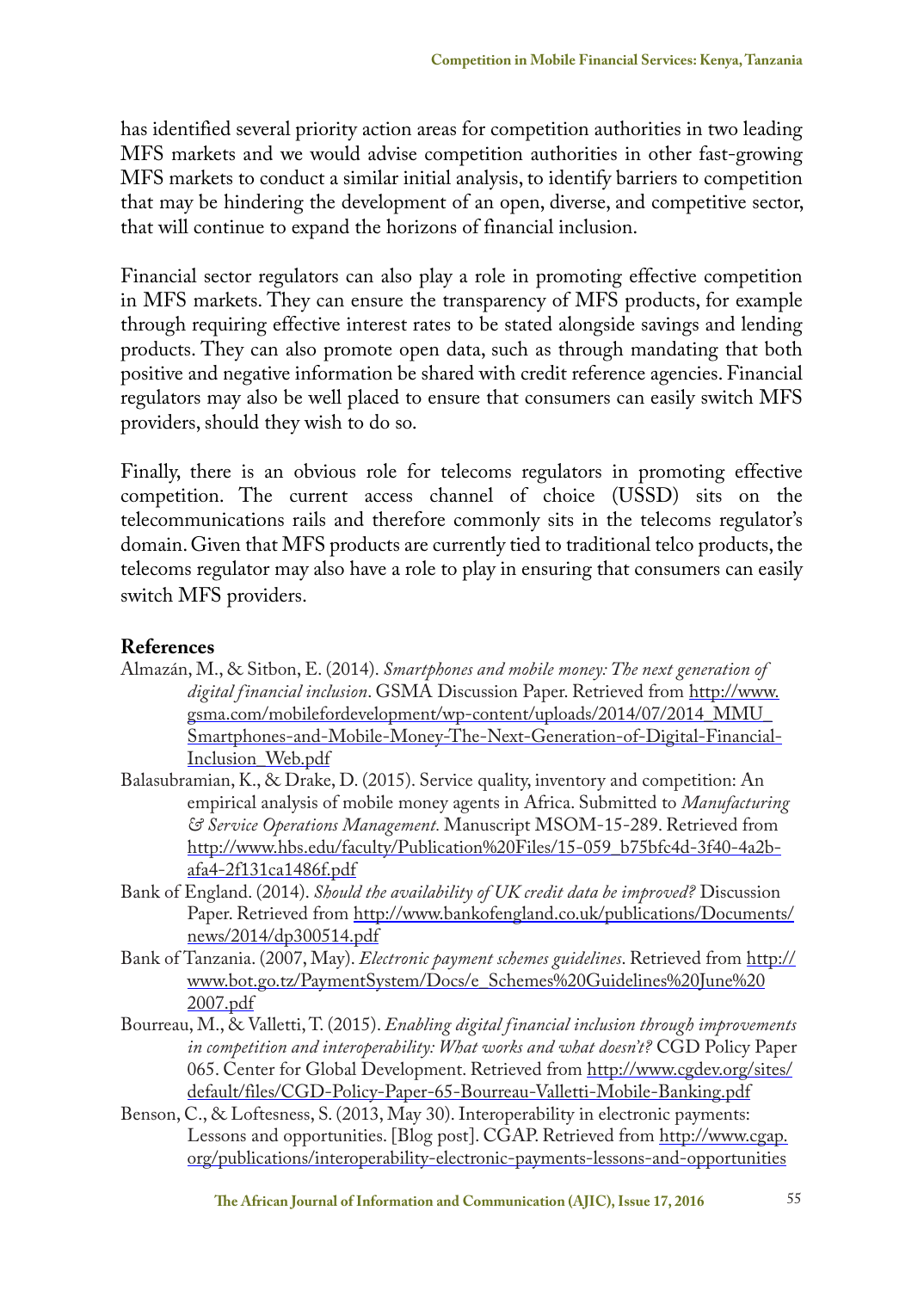has identified several priority action areas for competition authorities in two leading MFS markets and we would advise competition authorities in other fast-growing MFS markets to conduct a similar initial analysis, to identify barriers to competition that may be hindering the development of an open, diverse, and competitive sector, that will continue to expand the horizons of financial inclusion.

Financial sector regulators can also play a role in promoting effective competition in MFS markets. They can ensure the transparency of MFS products, for example through requiring effective interest rates to be stated alongside savings and lending products. They can also promote open data, such as through mandating that both positive and negative information be shared with credit reference agencies. Financial regulators may also be well placed to ensure that consumers can easily switch MFS providers, should they wish to do so.

Finally, there is an obvious role for telecoms regulators in promoting effective competition. The current access channel of choice (USSD) sits on the telecommunications rails and therefore commonly sits in the telecoms regulator's domain. Given that MFS products are currently tied to traditional telco products, the telecoms regulator may also have a role to play in ensuring that consumers can easily switch MFS providers.

## References

Almazán, M., & Sitbon, E. (2014). *Smartphones and mobile money: The next generation of digital financial inclusion*. GSMA Discussion Paper. Retrieved from http://www.gsma.com/mobilefordevelopment/wp-content/uploads/2014/07/2014_MMU_Smartphones-and-Mobile-Money-The-Next-Generation-of-Digital-Financial-Inclusion_Web.pdf

Balasubramian, K., & Drake, D. (2015). Service quality, inventory and competition: An empirical analysis of mobile money agents in Africa. Submitted to *Manufacturing & Service Operations Management.* Manuscript MSOM-15-289. Retrieved from http://www.hbs.edu/faculty/Publication%20Files/15-059_b75bfc4d-3f40-4a2b-afa4-2f131ca1486f.pdf

Bank of England. (2014). *Should the availability of UK credit data be improved?* Discussion Paper. Retrieved from http://www.bankofengland.co.uk/publications/Documents/news/2014/dp300514.pdf

Bank of Tanzania. (2007, May). *Electronic payment schemes guidelines*. Retrieved from http://www.bot.go.tz/PaymentSystem/Docs/e_Schemes%20Guidelines%20June%202007.pdf

Bourreau, M., & Valletti, T. (2015). *Enabling digital financial inclusion through improvements in competition and interoperability: What works and what doesn't?* CGD Policy Paper 065. Center for Global Development. Retrieved from http://www.cgdev.org/sites/default/files/CGD-Policy-Paper-65-Bourreau-Valletti-Mobile-Banking.pdf

Benson, C., & Loftesness, S. (2013, May 30). Interoperability in electronic payments: Lessons and opportunities. [Blog post]. CGAP. Retrieved from http://www.cgap.org/publications/interoperability-electronic-payments-lessons-and-opportunities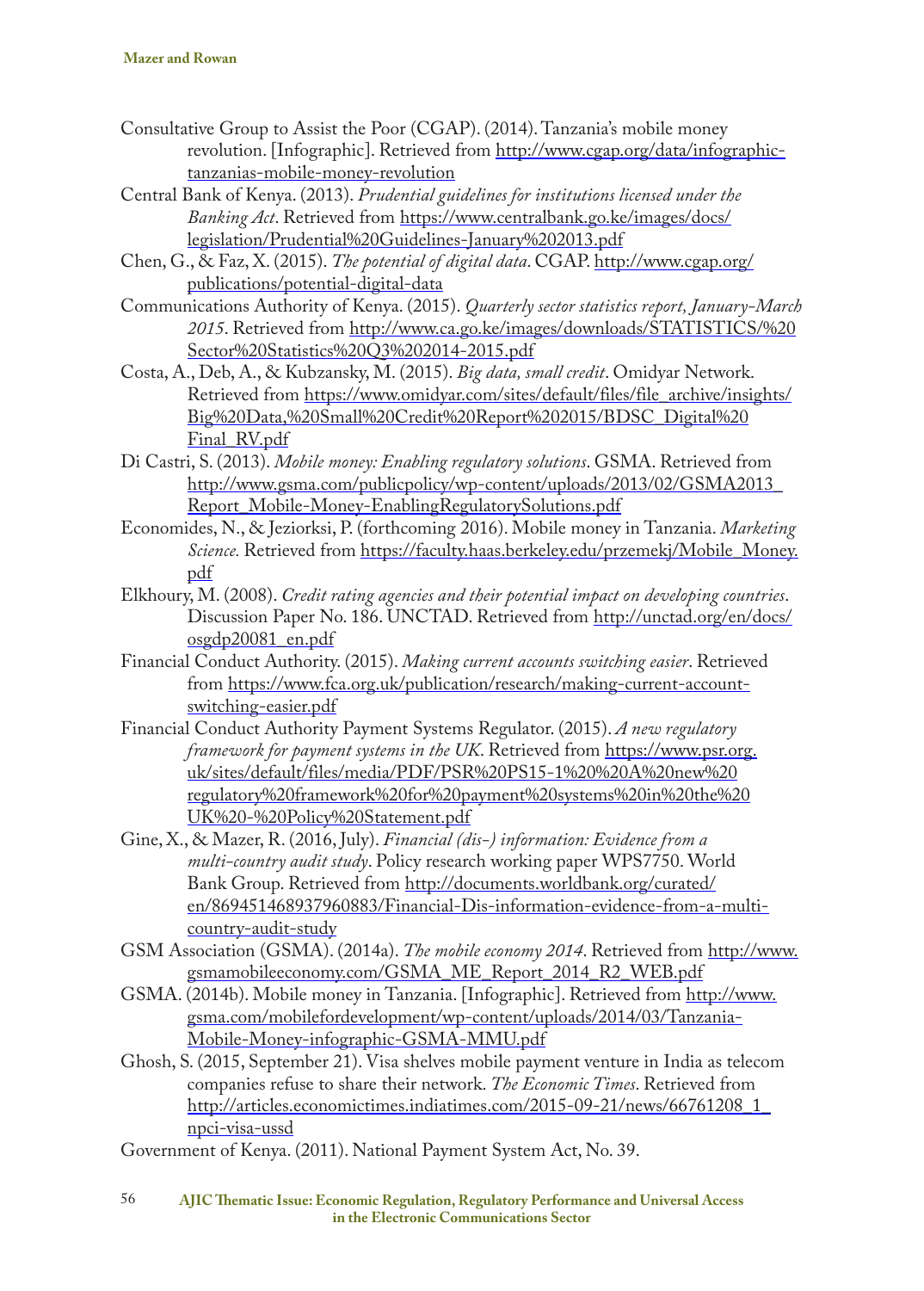Consultative Group to Assist the Poor (CGAP). (2014). Tanzania's mobile money revolution. [Infographic]. Retrieved from http://www.cgap.org/data/infographic-tanzanias-mobile-money-revolution

Central Bank of Kenya. (2013). *Prudential guidelines for institutions licensed under the Banking Act*. Retrieved from https://www.centralbank.go.ke/images/docs/legislation/Prudential%20Guidelines-January%202013.pdf

Chen, G., & Faz, X. (2015). *The potential of digital data*. CGAP. http://www.cgap.org/publications/potential-digital-data

Communications Authority of Kenya. (2015). *Quarterly sector statistics report, January-March 2015*. Retrieved from http://www.ca.go.ke/images/downloads/STATISTICS/%20Sector%20Statistics%20Q3%202014-2015.pdf

Costa, A., Deb, A., & Kubzansky, M. (2015). *Big data, small credit*. Omidyar Network. Retrieved from https://www.omidyar.com/sites/default/files/file_archive/insights/Big%20Data,%20Small%20Credit%20Report%202015/BDSC_Digital%20Final_RV.pdf

Di Castri, S. (2013). *Mobile money: Enabling regulatory solutions*. GSMA. Retrieved from http://www.gsma.com/publicpolicy/wp-content/uploads/2013/02/GSMA2013_Report_Mobile-Money-EnablingRegulatorySolutions.pdf

Economides, N., & Jeziorksi, P. (forthcoming 2016). Mobile money in Tanzania. *Marketing Science.* Retrieved from https://faculty.haas.berkeley.edu/przemekj/Mobile_Money.pdf

Elkhoury, M. (2008). *Credit rating agencies and their potential impact on developing countries*. Discussion Paper No. 186. UNCTAD. Retrieved from http://unctad.org/en/docs/osgdp20081_en.pdf

Financial Conduct Authority. (2015). *Making current accounts switching easier*. Retrieved from https://www.fca.org.uk/publication/research/making-current-account-switching-easier.pdf

Financial Conduct Authority Payment Systems Regulator. (2015). *A new regulatory framework for payment systems in the UK*. Retrieved from https://www.psr.org.uk/sites/default/files/media/PDF/PSR%20PS15-1%20%20A%20new%20regulatory%20framework%20for%20payment%20systems%20in%20the%20UK%20-%20Policy%20Statement.pdf

Gine, X., & Mazer, R. (2016, July). *Financial (dis-) information: Evidence from a multi-country audit study*. Policy research working paper WPS7750. World Bank Group. Retrieved from http://documents.worldbank.org/curated/en/869451468937960883/Financial-Dis-information-evidence-from-a-multi-country-audit-study

GSM Association (GSMA). (2014a). *The mobile economy 2014*. Retrieved from http://www.gsmamobileeconomy.com/GSMA_ME_Report_2014_R2_WEB.pdf

GSMA. (2014b). Mobile money in Tanzania. [Infographic]. Retrieved from http://www.gsma.com/mobilefordevelopment/wp-content/uploads/2014/03/Tanzania-Mobile-Money-infographic-GSMA-MMU.pdf

Ghosh, S. (2015, September 21). Visa shelves mobile payment venture in India as telecom companies refuse to share their network. *The Economic Times*. Retrieved from http://articles.economictimes.indiatimes.com/2015-09-21/news/66761208_1_npci-visa-ussd

Government of Kenya. (2011). National Payment System Act, No. 39.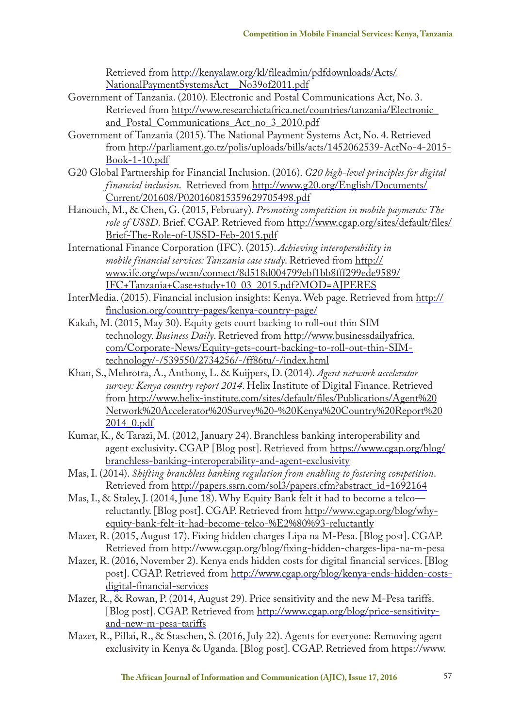Retrieved from http://kenyalaw.org/kl/fileadmin/pdfdownloads/Acts/NationalPaymentSystemsAct__No39of2011.pdf

Government of Tanzania. (2010). Electronic and Postal Communications Act, No. 3. Retrieved from http://www.researchictafrica.net/countries/tanzania/Electronic_and_Postal_Communications_Act_no_3_2010.pdf

Government of Tanzania (2015). The National Payment Systems Act, No. 4. Retrieved from http://parliament.go.tz/polis/uploads/bills/acts/1452062539-ActNo-4-2015-Book-1-10.pdf

G20 Global Partnership for Financial Inclusion. (2016). *G20 high-level principles for digital financial inclusion*. Retrieved from http://www.g20.org/English/Documents/Current/201608/P020160815359629705498.pdf

Hanouch, M., & Chen, G. (2015, February). *Promoting competition in mobile payments: The role of USSD*. Brief. CGAP. Retrieved from http://www.cgap.org/sites/default/files/Brief-The-Role-of-USSD-Feb-2015.pdf

International Finance Corporation (IFC). (2015). *Achieving interoperability in mobile financial services: Tanzania case study*. Retrieved from http://www.ifc.org/wps/wcm/connect/8d518d004799ebf1bb8fff299ede9589/IFC+Tanzania+Case+study+10_03_2015.pdf?MOD=AJPERES

InterMedia. (2015). Financial inclusion insights: Kenya. Web page. Retrieved from http://finclusion.org/country-pages/kenya-country-page/

Kakah, M. (2015, May 30). Equity gets court backing to roll-out thin SIM technology. *Business Daily*. Retrieved from http://www.businessdailyafrica.com/Corporate-News/Equity-gets-court-backing-to-roll-out-thin-SIM-technology/-/539550/2734256/-/ff86tu/-/index.html

Khan, S., Mehrotra, A., Anthony, L. & Kuijpers, D. (2014). *Agent network accelerator survey: Kenya country report 2014*. Helix Institute of Digital Finance. Retrieved from http://www.helix-institute.com/sites/default/files/Publications/Agent%20Network%20Accelerator%20Survey%20-%20Kenya%20Country%20Report%202014_0.pdf

Kumar, K., & Tarazi, M. (2012, January 24). Branchless banking interoperability and agent exclusivity**.** CGAP [Blog post]. Retrieved from https://www.cgap.org/blog/branchless-banking-interoperability-and-agent-exclusivity

Mas, I. (2014). *Shifting branchless banking regulation from enabling to fostering competition*. Retrieved from http://papers.ssrn.com/sol3/papers.cfm?abstract_id=1692164

Mas, I., & Staley, J. (2014, June 18). Why Equity Bank felt it had to become a telco—reluctantly. [Blog post]. CGAP. Retrieved from http://www.cgap.org/blog/why-equity-bank-felt-it-had-become-telco-%E2%80%93-reluctantly

Mazer, R. (2015, August 17). Fixing hidden charges Lipa na M-Pesa. [Blog post]. CGAP. Retrieved from http://www.cgap.org/blog/fixing-hidden-charges-lipa-na-m-pesa

Mazer, R. (2016, November 2). Kenya ends hidden costs for digital financial services. [Blog post]. CGAP. Retrieved from http://www.cgap.org/blog/kenya-ends-hidden-costs-digital-financial-services

Mazer, R., & Rowan, P. (2014, August 29). Price sensitivity and the new M-Pesa tariffs. [Blog post]. CGAP. Retrieved from http://www.cgap.org/blog/price-sensitivity-and-new-m-pesa-tariffs

Mazer, R., Pillai, R., & Staschen, S. (2016, July 22). Agents for everyone: Removing agent exclusivity in Kenya & Uganda. [Blog post]. CGAP. Retrieved from https://www.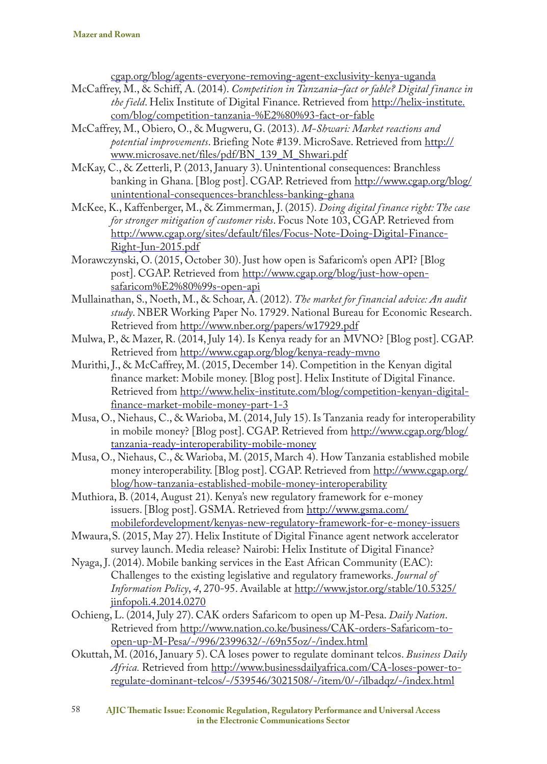cgap.org/blog/agents-everyone-removing-agent-exclusivity-kenya-uganda

McCaffrey, M., & Schiff, A. (2014). *Competition in Tanzania–fact or fable? Digital finance in the field*. Helix Institute of Digital Finance. Retrieved from http://helix-institute.com/blog/competition-tanzania-%E2%80%93-fact-or-fable

McCaffrey, M., Obiero, O., & Mugweru, G. (2013). *M-Shwari: Market reactions and potential improvements*. Briefing Note #139. MicroSave. Retrieved from http://www.microsave.net/files/pdf/BN_139_M_Shwari.pdf

McKay, C., & Zetterli, P. (2013, January 3). Unintentional consequences: Branchless banking in Ghana. [Blog post]. CGAP. Retrieved from http://www.cgap.org/blog/unintentional-consequences-branchless-banking-ghana

McKee, K., Kaffenberger, M., & Zimmerman, J. (2015). *Doing digital finance right: The case for stronger mitigation of customer risks*. Focus Note 103, CGAP. Retrieved from http://www.cgap.org/sites/default/files/Focus-Note-Doing-Digital-Finance-Right-Jun-2015.pdf

Morawczynski, O. (2015, October 30). Just how open is Safaricom's open API? [Blog post]. CGAP. Retrieved from http://www.cgap.org/blog/just-how-open-safaricom%E2%80%99s-open-api

Mullainathan, S., Noeth, M., & Schoar, A. (2012). *The market for financial advice: An audit study*. NBER Working Paper No. 17929. National Bureau for Economic Research. Retrieved from http://www.nber.org/papers/w17929.pdf

Mulwa, P., & Mazer, R. (2014, July 14). Is Kenya ready for an MVNO? [Blog post]. CGAP. Retrieved from http://www.cgap.org/blog/kenya-ready-mvno

Murithi, J., & McCaffrey, M. (2015, December 14). Competition in the Kenyan digital finance market: Mobile money. [Blog post]. Helix Institute of Digital Finance. Retrieved from http://www.helix-institute.com/blog/competition-kenyan-digital-finance-market-mobile-money-part-1-3

Musa, O., Niehaus, C., & Warioba, M. (2014, July 15). Is Tanzania ready for interoperability in mobile money? [Blog post]. CGAP. Retrieved from http://www.cgap.org/blog/tanzania-ready-interoperability-mobile-money

Musa, O., Niehaus, C., & Warioba, M. (2015, March 4). How Tanzania established mobile money interoperability. [Blog post]. CGAP. Retrieved from http://www.cgap.org/blog/how-tanzania-established-mobile-money-interoperability

Muthiora, B. (2014, August 21). Kenya's new regulatory framework for e-money issuers. [Blog post]. GSMA. Retrieved from http://www.gsma.com/mobilefordevelopment/kenyas-new-regulatory-framework-for-e-money-issuers

Mwaura, S. (2015, May 27). Helix Institute of Digital Finance agent network accelerator survey launch. Media release? Nairobi: Helix Institute of Digital Finance?

Nyaga, J. (2014). Mobile banking services in the East African Community (EAC): Challenges to the existing legislative and regulatory frameworks. *Journal of Information Policy*, *4*, 270-95. Available at http://www.jstor.org/stable/10.5325/jinfopoli.4.2014.0270

Ochieng, L. (2014, July 27). CAK orders Safaricom to open up M-Pesa. *Daily Nation*. Retrieved from http://www.nation.co.ke/business/CAK-orders-Safaricom-to-open-up-M-Pesa/-/996/2399632/-/69n55oz/-/index.html

Okuttah, M. (2016, January 5). CA loses power to regulate dominant telcos. *Business Daily Africa.* Retrieved from http://www.businessdailyafrica.com/CA-loses-power-to-regulate-dominant-telcos/-/539546/3021508/-/item/0/-/ilbadqz/-/index.html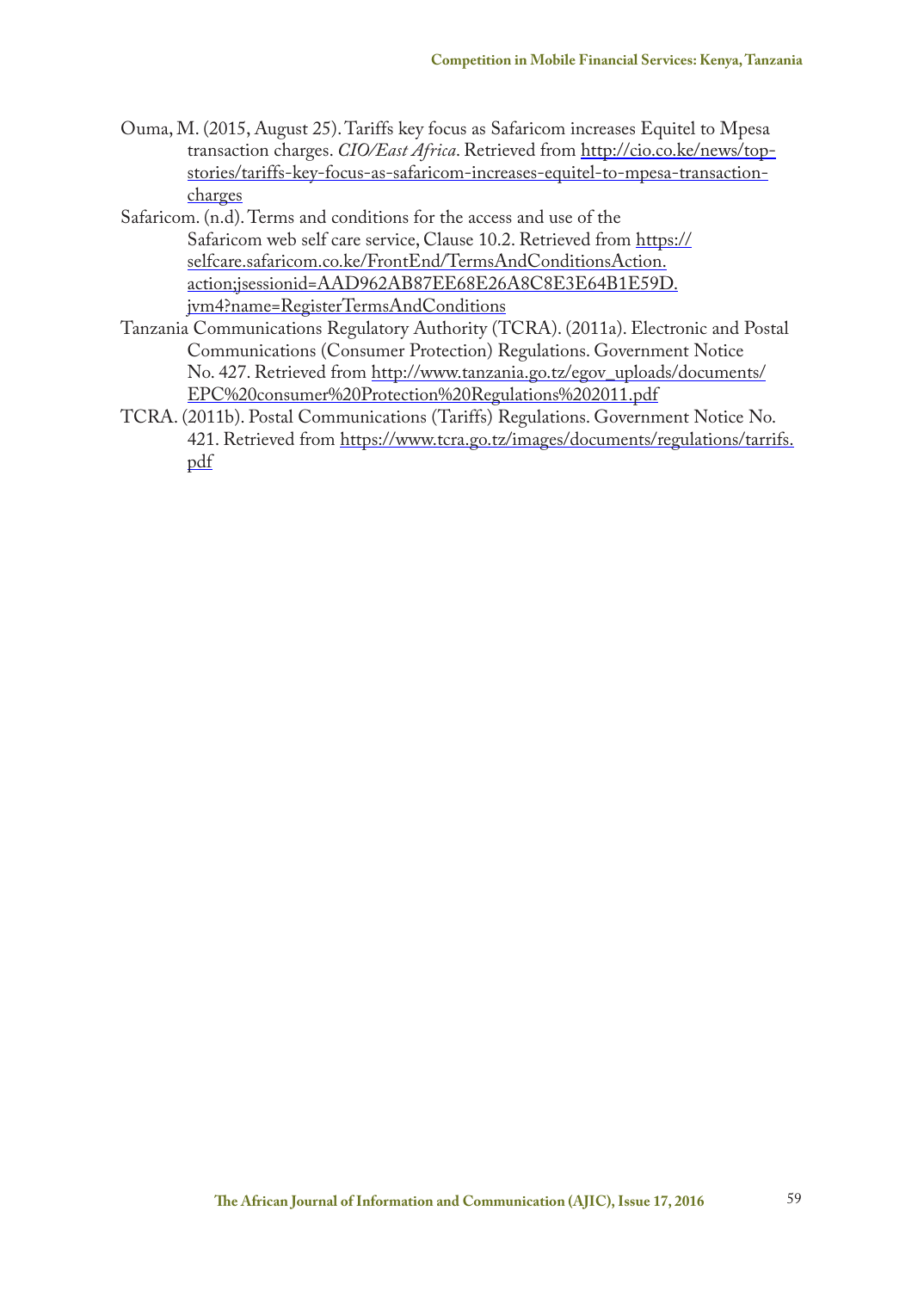Ouma, M. (2015, August 25). Tariffs key focus as Safaricom increases Equitel to Mpesa transaction charges. *CIO/East Africa*. Retrieved from http://cio.co.ke/news/top-stories/tariffs-key-focus-as-safaricom-increases-equitel-to-mpesa-transaction-charges

Safaricom. (n.d). Terms and conditions for the access and use of the Safaricom web self care service, Clause 10.2. Retrieved from https://selfcare.safaricom.co.ke/FrontEnd/TermsAndConditionsAction.action;jsessionid=AAD962AB87EE68E26A8C8E3E64B1E59D.jvm4?name=RegisterTermsAndConditions

Tanzania Communications Regulatory Authority (TCRA). (2011a). Electronic and Postal Communications (Consumer Protection) Regulations. Government Notice No. 427. Retrieved from http://www.tanzania.go.tz/egov_uploads/documents/EPC%20consumer%20Protection%20Regulations%202011.pdf

TCRA. (2011b). Postal Communications (Tariffs) Regulations. Government Notice No. 421. Retrieved from https://www.tcra.go.tz/images/documents/regulations/tarrifs.pdf